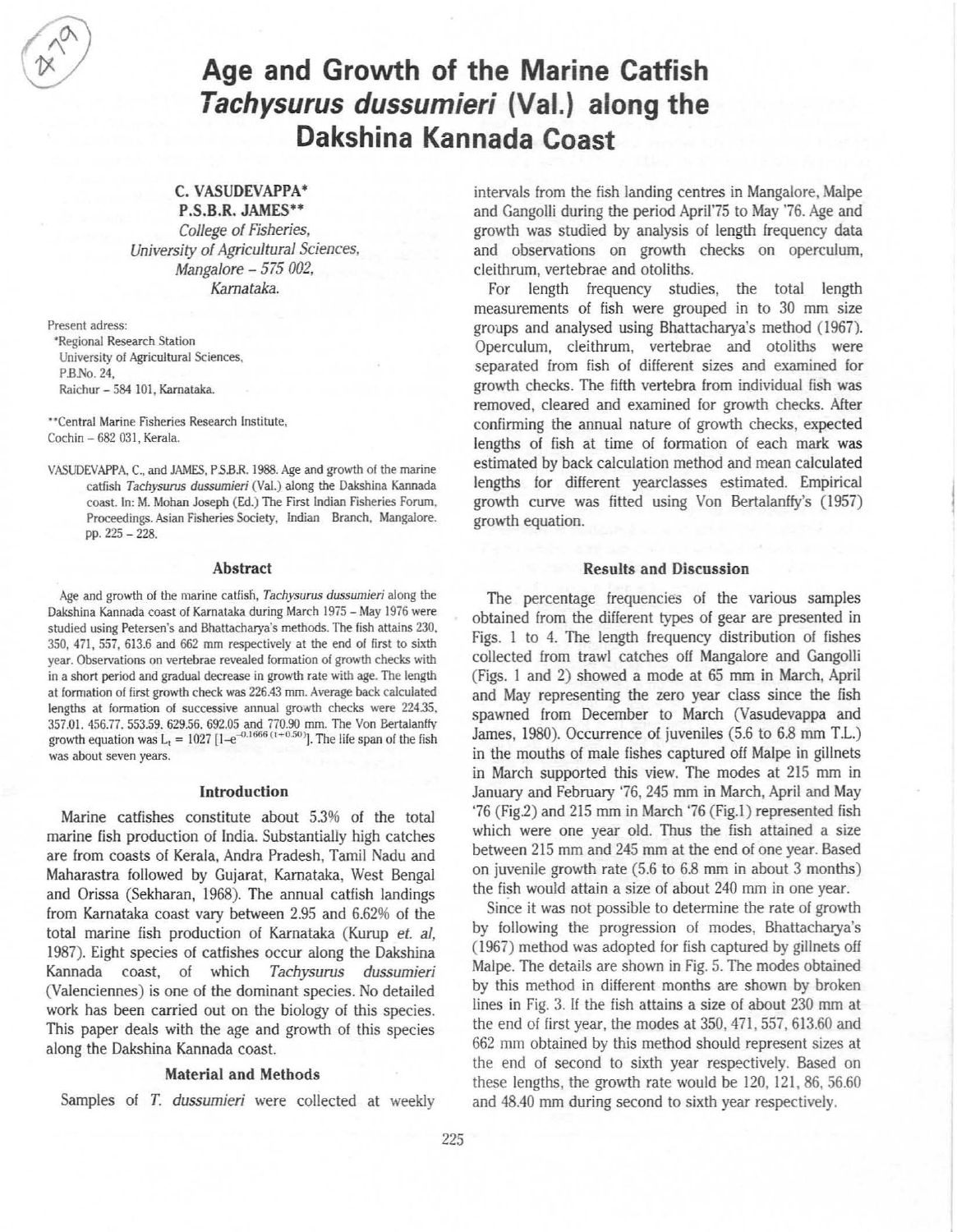# Age and Growth of the Marine Catfish *Tachysurus dussumieri* (Val.) along the Dakshina Kannada Coast

**C. VASUDEVAPPA***
**P.S.B.R. JAMES****
*College of Fisheries,*
*University of Agricultural Sciences,*
*Mangalore – 575 002,*
*Karnataka.*

Present adress:
*Regional Research Station
University of Agricultural Sciences,
P.B.No. 24,
Raichur – 584 101, Karnataka.

**Central Marine Fisheries Research Institute,
Cochin – 682 031, Kerala.

VASUDEVAPPA, C., and JAMES, P.S.B.R. 1988. Age and growth of the marine catfish *Tachysurus dussumieri* (Val.) along the Dakshina Kannada coast. In: M. Mohan Joseph (Ed.) The First Indian Fisheries Forum, Proceedings. Asian Fisheries Society, Indian Branch, Mangalore. pp. 225 – 228.

### Abstract

Age and growth of the marine catfish, *Tachysurus dussumieri* along the Dakshina Kannada coast of Karnataka during March 1975 – May 1976 were studied using Petersen's and Bhattacharya's methods. The fish attains 230, 350, 471, 557, 613.6 and 662 mm respectively at the end of first to sixth year. Observations on vertebrae revealed formation of growth checks with in a short period and gradual decrease in growth rate with age. The length at formation of first growth check was 226.43 mm. Average back calculated lengths at formation of successive annual growth checks were 224.35, 357.01, 456.77, 553.59, 629.56, 692.05 and 770.90 mm. The Von Bertalanffy growth equation was $L_t = 1027\,[1-e^{-0.1666\,(t+0.50)}]$. The life span of the fish was about seven years.

### Introduction

Marine catfishes constitute about 5.3% of the total marine fish production of India. Substantially high catches are from coasts of Kerala, Andra Pradesh, Tamil Nadu and Maharastra followed by Gujarat, Karnataka, West Bengal and Orissa (Sekharan, 1968). The annual catfish landings from Karnataka coast vary between 2.95 and 6.62% of the total marine fish production of Karnataka (Kurup *et. al,* 1987). Eight species of catfishes occur along the Dakshina Kannada coast, of which *Tachysurus dussumieri* (Valenciennes) is one of the dominant species. No detailed work has been carried out on the biology of this species. This paper deals with the age and growth of this species along the Dakshina Kannada coast.

### Material and Methods

Samples of *T. dussumieri* were collected at weekly intervals from the fish landing centres in Mangalore, Malpe and Gangolli during the period April'75 to May '76. Age and growth was studied by analysis of length frequency data and observations on growth checks on operculum, cleithrum, vertebrae and otoliths.

For length frequency studies, the total length measurements of fish were grouped in to 30 mm size groups and analysed using Bhattacharya's method (1967). Operculum, cleithrum, vertebrae and otoliths were separated from fish of different sizes and examined for growth checks. The fifth vertebra from individual fish was removed, cleared and examined for growth checks. After confirming the annual nature of growth checks, expected lengths of fish at time of formation of each mark was estimated by back calculation method and mean calculated lengths for different yearclasses estimated. Empirical growth curve was fitted using Von Bertalanffy's (1957) growth equation.

### Results and Discussion

The percentage frequencies of the various samples obtained from the different types of gear are presented in Figs. 1 to 4. The length frequency distribution of fishes collected from trawl catches off Mangalore and Gangolli (Figs. 1 and 2) showed a mode at 65 mm in March, April and May representing the zero year class since the fish spawned from December to March (Vasudevappa and James, 1980). Occurrence of juveniles (5.6 to 6.8 mm T.L.) in the mouths of male fishes captured off Malpe in gillnets in March supported this view. The modes at 215 mm in January and February '76, 245 mm in March, April and May '76 (Fig.2) and 215 mm in March '76 (Fig.1) represented fish which were one year old. Thus the fish attained a size between 215 mm and 245 mm at the end of one year. Based on juvenile growth rate (5.6 to 6.8 mm in about 3 months) the fish would attain a size of about 240 mm in one year.

Since it was not possible to determine the rate of growth by following the progression of modes, Bhattacharya's (1967) method was adopted for fish captured by gillnets off Malpe. The details are shown in Fig. 5. The modes obtained by this method in different months are shown by broken lines in Fig. 3. If the fish attains a size of about 230 mm at the end of first year, the modes at 350, 471, 557, 613.60 and 662 mm obtained by this method should represent sizes at the end of second to sixth year respectively. Based on these lengths, the growth rate would be 120, 121, 86, 56.60 and 48.40 mm during second to sixth year respectively.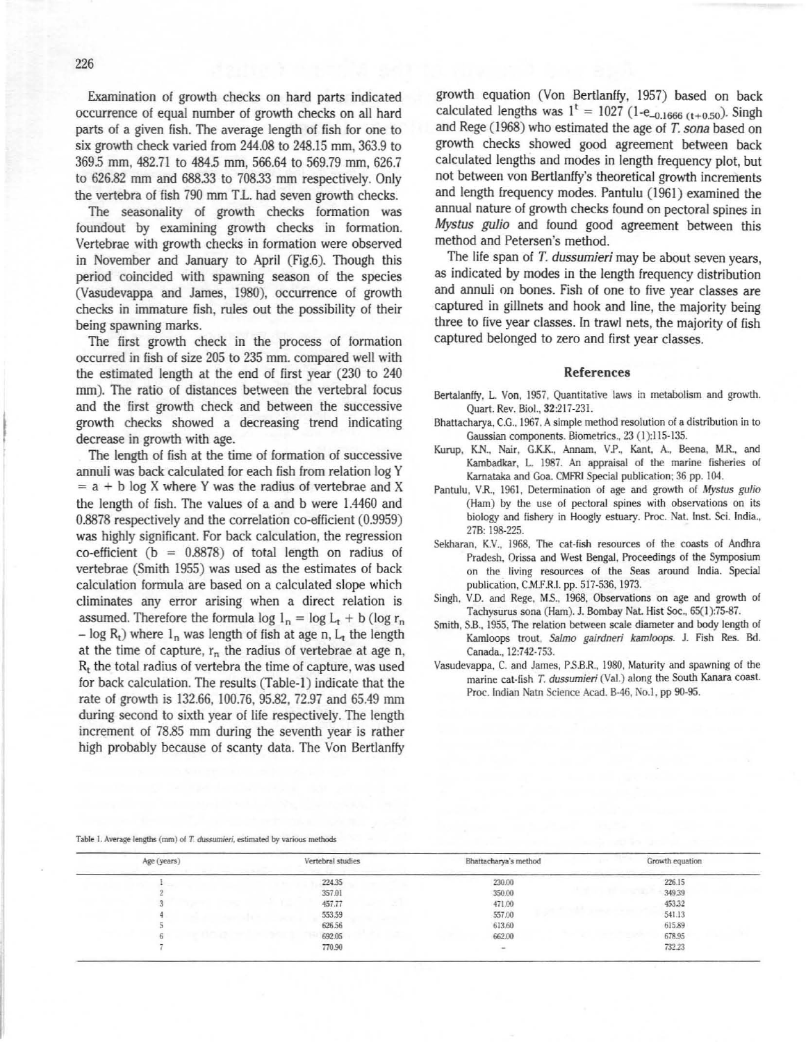Examination of growth checks on hard parts indicated occurrence of equal number of growth checks on all hard parts of a given fish. The average length of fish for one to six growth check varied from 244.08 to 248.15 mm, 363.9 to 369.5 mm, 482.71 to 484.5 mm, 566.64 to 569.79 mm, 626.7 to 626.82 mm and 688.33 to 708.33 mm respectively. Only the vertebra of fish 790 mm T.L. had seven growth checks.

The seasonality of growth checks formation was foundout by examining growth checks in formation. Vertebrae with growth checks in formation were observed in November and January to April (Fig.6). Though this period coincided with spawning season of the species (Vasudevappa and James, 1980), occurrence of growth checks in immature fish, rules out the possibility of their being spawning marks.

The first growth check in the process of formation occurred in fish of size 205 to 235 mm. compared well with the estimated length at the end of first year (230 to 240 mm). The ratio of distances between the vertebral focus and the first growth check and between the successive growth checks showed a decreasing trend indicating decrease in growth with age.

The length of fish at the time of formation of successive annuli was back calculated for each fish from relation $\log Y = a + b \log X$ where Y was the radius of vertebrae and X the length of fish. The values of a and b were 1.4460 and 0.8878 respectively and the correlation co-efficient (0.9959) was highly significant. For back calculation, the regression co-efficient (b = 0.8878) of total length on radius of vertebrae (Smith 1955) was used as the estimates of back calculation formula are based on a calculated slope which climinates any error arising when a direct relation is assumed. Therefore the formula $\log l_n = \log L_t + b (\log r_n - \log R_t)$ where $l_n$ was length of fish at age n, $L_t$ the length at the time of capture, $r_n$ the radius of vertebrae at age n, $R_t$ the total radius of vertebra the time of capture, was used for back calculation. The results (Table-1) indicate that the rate of growth is 132.66, 100.76, 95.82, 72.97 and 65.49 mm during second to sixth year of life respectively. The length increment of 78.85 mm during the seventh year is rather high probably because of scanty data. The Von Bertlanffy growth equation (Von Bertlanffy, 1957) based on back calculated lengths was $l^t = 1027 (1\text{-}e_{-0.1666\,(t+0.50)})$. Singh and Rege (1968) who estimated the age of *T. sona* based on growth checks showed good agreement between back calculated lengths and modes in length frequency plot, but not between von Bertlanffy's theoretical growth increments and length frequency modes. Pantulu (1961) examined the annual nature of growth checks found on pectoral spines in *Mystus gulio* and found good agreement between this method and Petersen's method.

The life span of *T. dussumieri* may be about seven years, as indicated by modes in the length frequency distribution and annuli on bones. Fish of one to five year classes are captured in gillnets and hook and line, the majority being three to five year classes. In trawl nets, the majority of fish captured belonged to zero and first year classes.

## References

Bertalanffy, L. Von, 1957, Quantitative laws in metabolism and growth. Quart. Rev. Biol., **32**:217-231.

Bhattacharya, C.G., 1967, A simple method resolution of a distribution in to Gaussian components. Biometrics., 23 (1):115-135.

Kurup, K.N., Nair, G.K.K., Annam, V.P., Kant, A., Beena, M.R., and Kambadkar, L. 1987. An appraisal of the marine fisheries of Karnataka and Goa. CMFRI Special publication; 36 pp. 104.

Pantulu, V.R., 1961, Determination of age and growth of *Mystus gulio* (Ham) by the use of pectoral spines with observations on its biology and fishery in Hoogly estuary. Proc. Nat. Inst. Sci. India., 27B: 198-225.

Sekharan, K.V., 1968, The cat-fish resources of the coasts of Andhra Pradesh, Orissa and West Bengal, Proceedings of the Symposium on the living resources of the Seas around India. Special publication, C.M.F.R.I. pp. 517-536, 1973.

Singh, V.D. and Rege, M.S., 1968, Observations on age and growth of Tachysurus sona (Ham). J. Bombay Nat. Hist Soc., 65(1):75-87.

Smith, S.B., 1955, The relation between scale diameter and body length of Kamloops trout, *Salmo gairdneri kamloops*. J. Fish Res. Bd. Canada., 12:742-753.

Vasudevappa, C. and James, P.S.B.R., 1980, Maturity and spawning of the marine cat-fish *T. dussumieri* (Val.) along the South Kanara coast. Proc. Indian Natn Science Acad. B-46, No.1, pp 90-95.

Table 1. Average lengths (mm) of *T. dussumieri*, estimated by various methods

| Age (years) | Vertebral studies | Bhattacharya's method | Growth equation |
|---|---|---|---|
| 1 | 224.35 | 230.00 | 226.15 |
| 2 | 357.01 | 350.00 | 349.39 |
| 3 | 457.77 | 471.00 | 453.32 |
| 4 | 553.59 | 557.00 | 541.13 |
| 5 | 626.56 | 613.60 | 615.89 |
| 6 | 692.05 | 662.00 | 678.95 |
| 7 | 770.90 | - | 732.23 |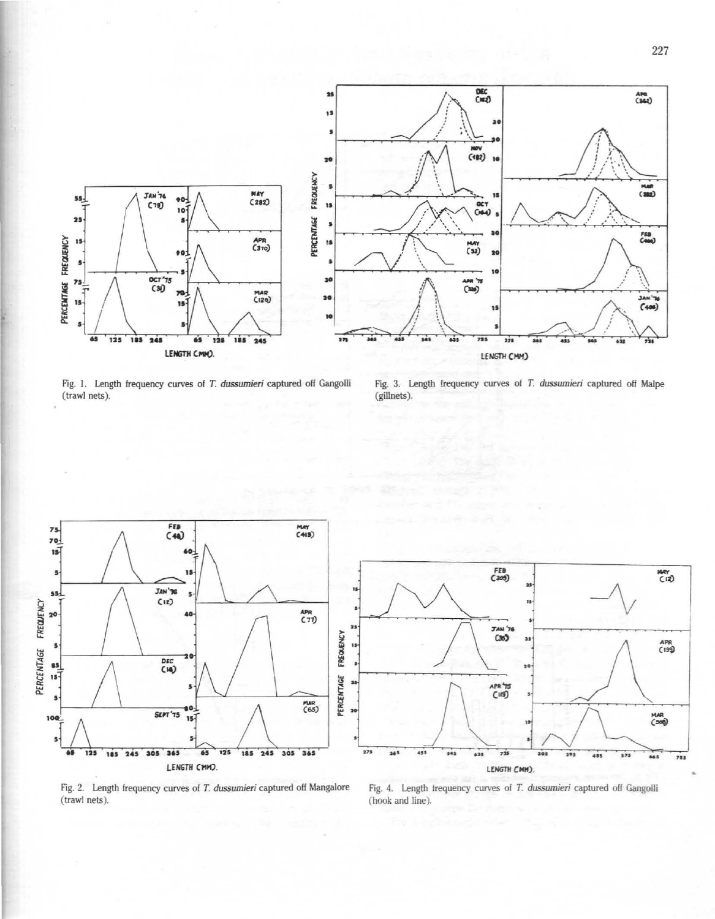Fig. 1. Length frequency curves of *T. dussumieri* captured off Gangolli (trawl nets).

Fig. 3. Length frequency curves of *T. dussumieri* captured off Malpe (gillnets).

Fig. 2. Length frequency curves of *T. dussumieri* captured off Mangalore (trawl nets).

Fig. 4. Length frequency curves of *T. dussumieri* captured off Gangolli (hook and line).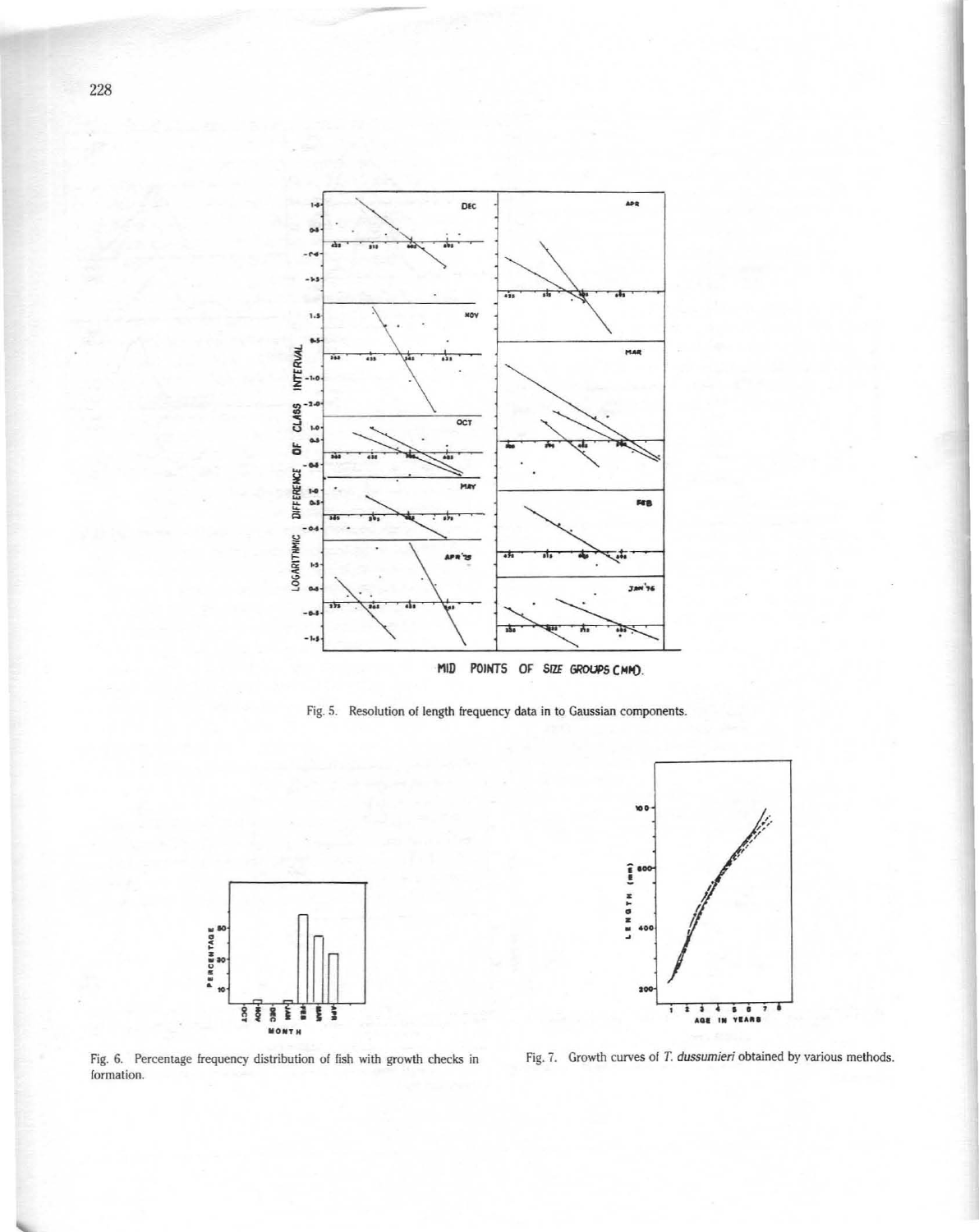LOGARITHMIC DIFFERENCE OF CLASS INTERVAL

DEC
NOV
OCT
MAY
APR '75
APR
MAR
FEB
JAN '76

MID POINTS OF SIZE GROUPS (MM).

Fig. 5. Resolution of length frequency data in to Gaussian components.

PERCENTAGE

MONTH

OCT NOV DEC JAN FEB MAR APR

Fig. 6. Percentage frequency distribution of fish with growth checks in formation.

LENGTH (mm)

AGE IN YEARS

Fig. 7. Growth curves of *T. dussumieri* obtained by various methods.